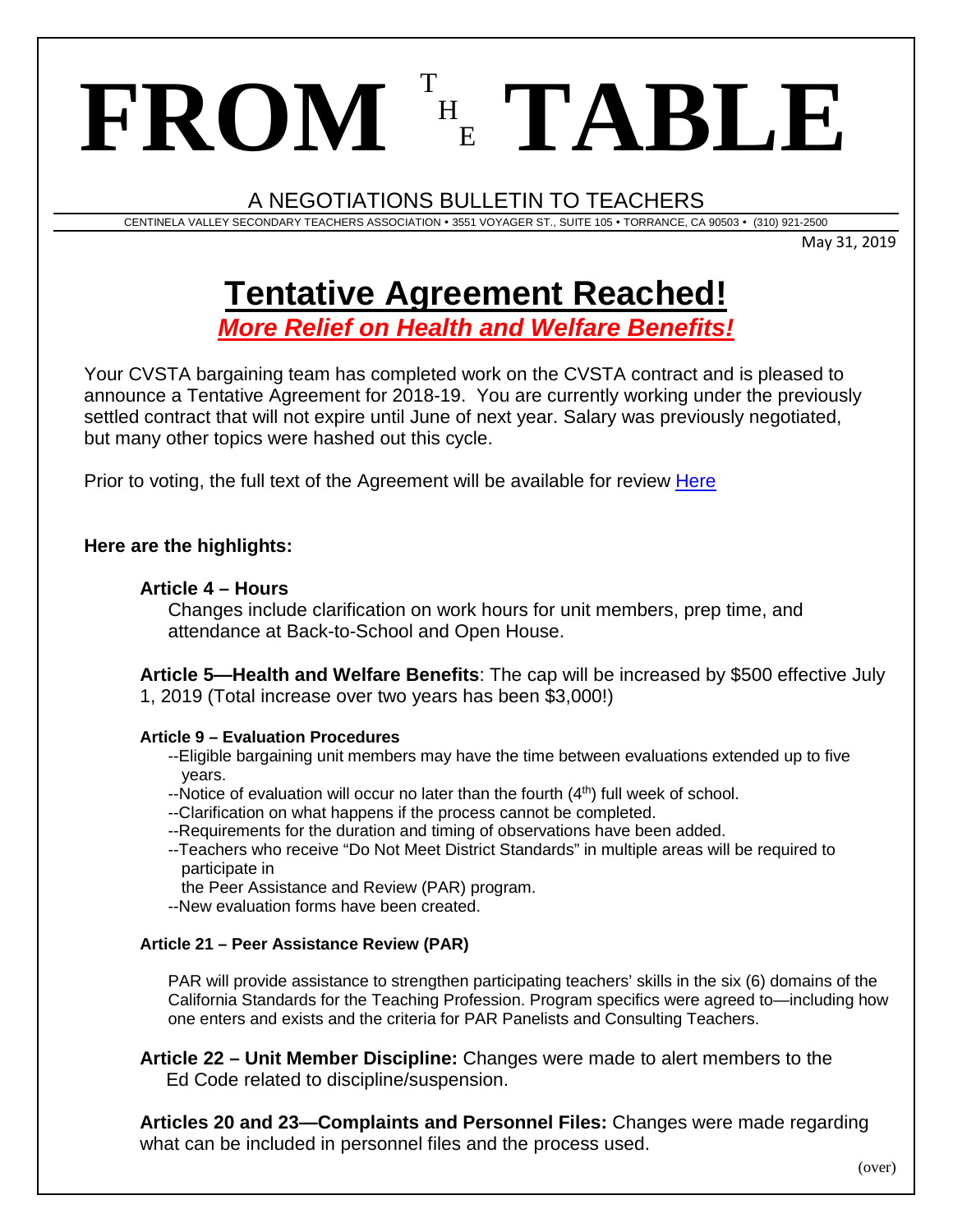# FROM THE TABLE

A NEGOTIATIONS BULLETIN TO TEACHERS

CENTINELA VALLEY SECONDARY TEACHERS ASSOCIATION • 3551 VOYAGER ST., SUITE 105 • TORRANCE, CA 90503 • (310) 921-2500

May 31, 2019

## Tentative Agreement Reached!

***More Relief on Health and Welfare Benefits!***

Your CVSTA bargaining team has completed work on the CVSTA contract and is pleased to announce a Tentative Agreement for 2018-19. You are currently working under the previously settled contract that will not expire until June of next year. Salary was previously negotiated, but many other topics were hashed out this cycle.

Prior to voting, the full text of the Agreement will be available for review Here

**Here are the highlights:**

**Article 4 – Hours**

Changes include clarification on work hours for unit members, prep time, and attendance at Back-to-School and Open House.

**Article 5—Health and Welfare Benefits**: The cap will be increased by $500 effective July 1, 2019 (Total increase over two years has been $3,000!)

**Article 9 – Evaluation Procedures**

--Eligible bargaining unit members may have the time between evaluations extended up to five years.
--Notice of evaluation will occur no later than the fourth (4th) full week of school.
--Clarification on what happens if the process cannot be completed.
--Requirements for the duration and timing of observations have been added.
--Teachers who receive "Do Not Meet District Standards" in multiple areas will be required to participate in the Peer Assistance and Review (PAR) program.
--New evaluation forms have been created.

**Article 21 – Peer Assistance Review (PAR)**

PAR will provide assistance to strengthen participating teachers' skills in the six (6) domains of the California Standards for the Teaching Profession. Program specifics were agreed to—including how one enters and exists and the criteria for PAR Panelists and Consulting Teachers.

**Article 22 – Unit Member Discipline:** Changes were made to alert members to the Ed Code related to discipline/suspension.

**Articles 20 and 23—Complaints and Personnel Files:** Changes were made regarding what can be included in personnel files and the process used.

(over)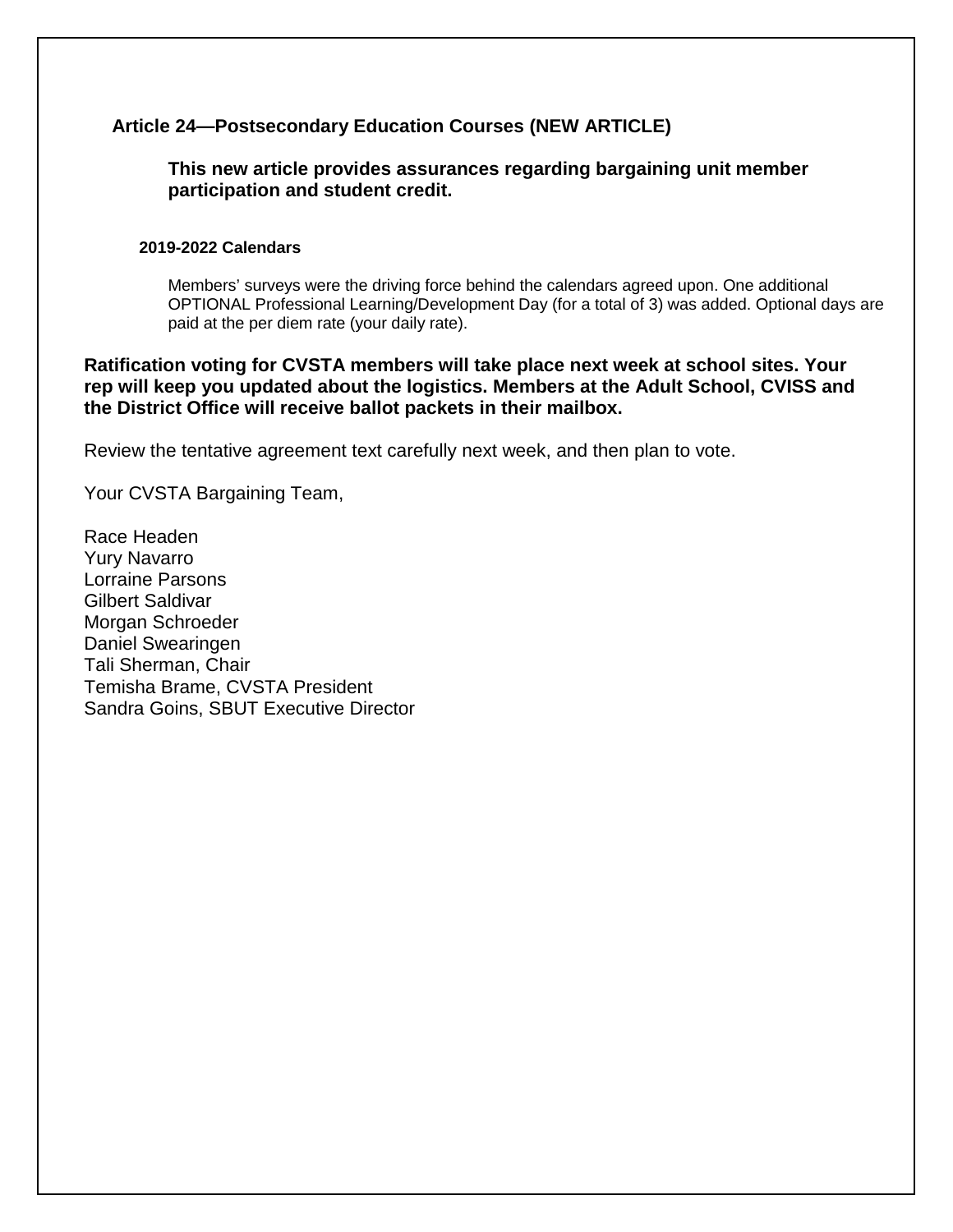### Article 24—Postsecondary Education Courses (NEW ARTICLE)

**This new article provides assurances regarding bargaining unit member participation and student credit.**

#### 2019-2022 Calendars

Members' surveys were the driving force behind the calendars agreed upon. One additional OPTIONAL Professional Learning/Development Day (for a total of 3) was added. Optional days are paid at the per diem rate (your daily rate).

**Ratification voting for CVSTA members will take place next week at school sites. Your rep will keep you updated about the logistics. Members at the Adult School, CVISS and the District Office will receive ballot packets in their mailbox.**

Review the tentative agreement text carefully next week, and then plan to vote.

Your CVSTA Bargaining Team,

Race Headen
Yury Navarro
Lorraine Parsons
Gilbert Saldivar
Morgan Schroeder
Daniel Swearingen
Tali Sherman, Chair
Temisha Brame, CVSTA President
Sandra Goins, SBUT Executive Director